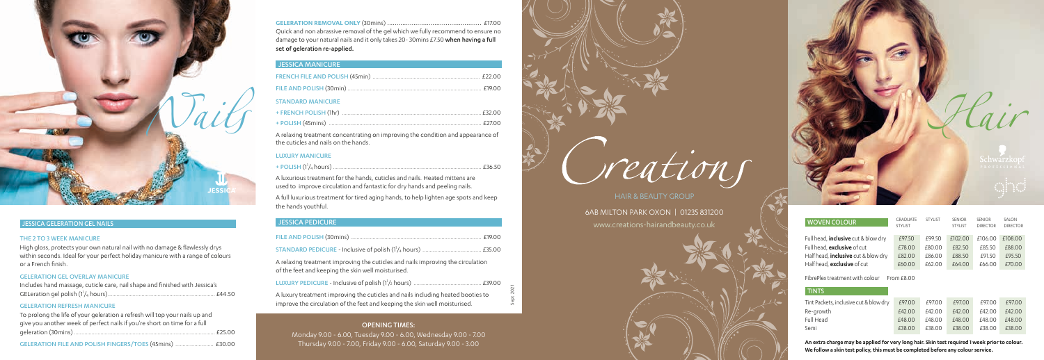# Nails

JESSICA

## JESSICA GELERATION GEL NAILS

### THE 2 TO 3 WEEK MANICURE

High gloss, protects your own natural nail with no damage & flawlessly drys within seconds. Ideal for your perfect holiday manicure with a range of colours or a French finish.

### GELERATION GEL OVERLAY MANICURE

Includes hand massage, cuticle care, nail shape and finished with Jessica's GELeration gel polish (1¼ hours) .......... £44.50

### GELERATION REFRESH MANICURE

To prolong the life of your geleration a refresh will top your nails up and give you another week of perfect nails if you're short on time for a full geleration (30mins) .......... £25.00

GELERATION FILE AND POLISH FINGERS/TOES (45mins) .......... £30.00

GELERATION REMOVAL ONLY (30mins) .......... £17.00

Quick and non abrassive removal of the gel which we fully recommend to ensure no damage to your natural nails and it only takes 20- 30mins £7.50 **when having a full set of geleration re-applied.**

## JESSICA MANICURE

FRENCH FILE AND POLISH (45min) .......... £22.00

FILE AND POLISH (30min) .......... £19.00

### STANDARD MANICURE

+ FRENCH POLISH (1hr) .......... £32.00
+ POLISH (45mins) .......... £27.00

A relaxing treatment concentrating on improving the condition and appearance of the cuticles and nails on the hands.

### LUXURY MANICURE

+ POLISH (1¼ hours) .......... £36.50

A luxurious treatment for the hands, cuticles and nails. Heated mittens are used to improve circulation and fantastic for dry hands and peeling nails.

A full luxurious treatment for tired aging hands, to help lighten age spots and keep the hands youthful.

## JESSICA PEDICURE

FILE AND POLISH (30mins) .......... £19.00

STANDARD PEDICURE - Inclusive of polish (1¼ hours) .......... £35.00

A relaxing treatment improving the cuticles and nails improving the circulation of the feet and keeping the skin well moisturised.

LUXURY PEDICURE - Inclusive of polish (1½ hours) .......... £39.00

A luxury treatment improving the cuticles and nails including heated booties to improve the circulation of the feet and keeping the skin well moisturised.

Sept 2021

**OPENING TIMES:**

Monday 9.00 - 6.00, Tuesday 9.00 - 6.00, Wednesday 9.00 - 7.00
Thursday 9.00 - 7.00, Friday 9.00 - 6.00, Saturday 9.00 - 3.00

# Creations

HAIR & BEAUTY GROUP

6AB MILTON PARK OXON | 01235 831200
www.creations-hairandbeauty.co.uk

# Hair

Schwarzkopf PROFESSIONAL

ghd

| WOVEN COLOUR | GRADUATE STYLIST | STYLIST | SENIOR STYLIST | SENIOR DIRECTOR | SALON DIRECTOR |
|---|---|---|---|---|---|
| Full head, **inclusive** cut & blow dry | £97.50 | £99.50 | £102.00 | £106.00 | £108.00 |
| Full head, **exclusive** of cut | £78.00 | £80.00 | £82.50 | £85.50 | £88.00 |
| Half head, **inclusive** cut & blow dry | £82.00 | £86.00 | £88.50 | £91.50 | £95.50 |
| Half head, **exclusive** of cut | £60.00 | £62.00 | £64.00 | £66.00 | £70.00 |

FibrePlex treatment with colour From £8.00

| TINTS | | | | | |
|---|---|---|---|---|---|
| Tint Packets, inclusive cut & blow dry | £97.00 | £97.00 | £97.00 | £97.00 | £97.00 |
| Re-growth | £42.00 | £42.00 | £42.00 | £42.00 | £42.00 |
| Full Head | £48.00 | £48.00 | £48.00 | £48.00 | £48.00 |
| Semi | £38.00 | £38.00 | £38.00 | £38.00 | £38.00 |

**An extra charge may be applied for very long hair. Skin test required 1 week prior to colour. We follow a skin test policy, this must be completed before any colour service.**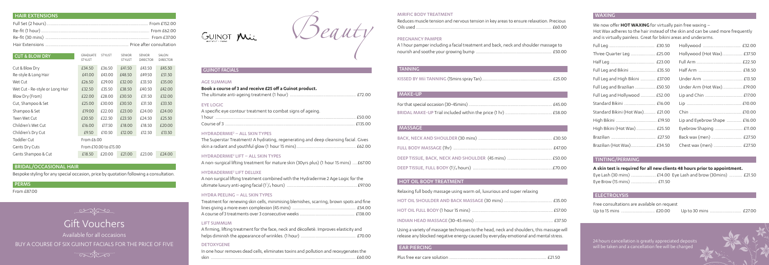## HAIR EXTENSIONS

| | |
|---|---|
| Full Set (2 hours) | From £152.00 |
| Re-fit (1 hour) | From £62.00 |
| Re-fit (30 mins) | From £37.00 |
| Hair Extensions | Price after consultation |

| CUT & BLOW DRY | GRADUATE STYLIST | STYLIST | SENIOR STYLIST | SENIOR DIRECTOR | SALON DIRECTOR |
|---|---|---|---|---|---|
| Cut & Blow Dry | £34.50 | £36.50 | £41.50 | £43.50 | £45.50 |
| Re-style & Long Hair | £41.00 | £43.00 | £48.50 | £49.50 | £51.50 |
| Wet Cut | £26.50 | £29.00 | £32.00 | £33.50 | £35.00 |
| Wet Cut - Re-style or Long Hair | £32.50 | £35.50 | £38.50 | £40.50 | £42.00 |
| Blow Dry (From) | £22.00 | £28.00 | £30.50 | £31.50 | £32.00 |
| Cut, Shampoo & Set | £25.00 | £30.00 | £30.50 | £31.50 | £33.50 |
| Shampoo & Set | £19.00 | £22.00 | £23.00 | £24.00 | £24.00 |
| Teen Wet Cut | £20.50 | £22.50 | £23.50 | £24.50 | £25.50 |
| Children's Wet Cut | £16.00 | £17.50 | £18.00 | £18.50 | £20.00 |
| Children's Dry Cut | £9.50 | £10.50 | £12.00 | £12.50 | £13.50 |
| Toddler Cut | From £6.00 | | | | |
| Gents Dry Cuts | From £10.00 to £15.00 | | | | |
| Gents Shampoo & Cut | £18.50 | £20.00 | £21.00 | £23.00 | £24.00 |

## BRIDAL/OCCASIONAL HAIR

Bespoke styling for any special occasion, price by quotation following a consultation.

## PERMS

From £87.00

# Gift Vouchers

Available for all occasions

BUY A COURSE OF SIX GUINOT FACIALS FOR THE PRICE OF FIVE

GUINOT Mii

Beauty

## GUINOT FACIALS

### AGE SUMMUM

**Book a course of 3 and receive £25 off a Guinot product.**

The ultimate anti-ageing treatment (1 hour) ........ £72.00

### EYE LOGIC

A specific eye contour treatment to combat signs of ageing.

1 hour ........ £50.00

Course of 3 ........ £135.00

### HYDRADERMIE² – ALL SKIN TYPES

The Superstar Treatment! A hydrating, regenerating and deep cleansing facial. Gives skin a radiant and youthful glow (1 hour 15 mins) ........ £62.00

### HYDRADERMIE² LIFT – ALL SKIN TYPES

A non-surgical lifting treatment for mature skin (30yrs plus) (1 hour 15 mins) ........ £67.00

### HYDRADERMIE² LIFT DELUXE

A non surgical lifting treatment combined with the Hydradermie 2 Age Logic for the ultimate luxury anti-aging facial (1¾ hours) ........ £97.00

### HYDRA PEELING – ALL SKIN TYPES

Treatment for renewing skin cells, minimising blemishes, scarring, brown spots and fine lines giving a more even complexion (45 mins) ........ £54.00

A course of 3 treatments over 3 consecutive weeks ........ £138.00

### LIFT SUMMUM

A firming, lifting treatment for the face, neck and décolleté. Improves elasticity and helps diminish the appearance of wrinkles. (1 hour) ........ £70.00

### DETOXYGENE

In one hour removes dead cells, eliminates toxins and pollution and reoxygenates the skin ........ £60.00

### MIRIFIC BODY TREATMENT

Reduces muscle tension and nervous tension in key areas to ensure relaxation. Precious Oils used ........ £60.00

### PREGNANCY PAMPER

A 1 hour pamper including a facial treatment and back, neck and shoulder massage to nourish and soothe your growing bump ........ £50.00

## TANNING

KISSED BY Mii TANNING (15mins spray Tan) ........ £25.00

## MAKE-UP

For that special occasion (30-45mins) ........ £45.00

BRIDAL MAKE-UP Trial included within the price (1 hr) ........ £58.00

## MASSAGE

BACK, NECK AND SHOULDER (30 mins) ........ £30.50

FULL BODY MASSAGE (1hr) ........ £47.00

DEEP TISSUE, BACK, NECK AND SHOULDER (45 mins) ........ £50.00

DEEP TISSUE, FULL BODY (1¼ hours) ........ £70.00

## HOT OIL BODY TREATMENT

Relaxing full body massage using warm oil, luxurious and super relaxing

HOT OIL SHOULDER AND BACK MASSAGE (30 mins) ........ £35.00

HOT OIL FULL BODY (1 hour 15 mins) ........ £57.00

INDIAN HEAD MASSAGE (30-45 mins) ........ £37.50

Using a variety of massage techniques to the head, neck and shoulders, this massage will release any blocked negative energy caused by everyday emotional and mental stress.

## EAR PIERCING

Plus free ear care solution ........ £21.50

## WAXING

We now offer **HOT WAXING** for virtually pain free waxing – Hot Wax adheres to the hair instead of the skin and can be used more frequently and is virtually painless. Great for bikini areas and underarms.

| | | | |
|---|---|---|---|
| Full Leg | £30.50 | Hollywood | £32.00 |
| Three Quarter Leg | £25.00 | Hollywood (Hot Wax) | £37.50 |
| Half Leg | £23.00 | Full Arm | £22.50 |
| Full Leg and Bikini | £35.50 | Half Arm | £18.50 |
| Full Leg and High Bikini | £37.00 | Under Arm | £13.50 |
| Full Leg and Brazilian | £50.50 | Under Arm (Hot Wax) | £19.00 |
| Full Leg and Hollywood | £52.00 | Lip and Chin | £17.00 |
| Standard Bikini | £16.00 | Lip | £10.00 |
| Standard Bikini (Hot Wax) | £21.00 | Chin | £10.00 |
| High Bikini | £19.50 | Lip and Eyebrow Shape | £16.00 |
| High Bikini (Hot Wax) | £25.50 | Eyebrow Shaping | £11.00 |
| Brazilian | £27.50 | Back wax (men) | £27.50 |
| Brazilian (Hot Wax) | £34.50 | Chest wax (men) | £27.50 |

## TINTING/PERMING

**A skin test is required for all new clients 48 hours prior to appointment.**

| | | | |
|---|---|---|---|
| Eye Lash (30 mins) | £14.00 | Eye Lash and brow (30mins) | £21.50 |
| Eye Brow (15 mins) | £11.50 | | |

## ELECTROLYSIS

Free consultations are available on request

| | | | |
|---|---|---|---|
| Up to 15 mins | £20.00 | Up to 30 mins | £27.00 |

24 hours cancellation is greatly appreciated deposits will be taken and a cancellation fee will be charged